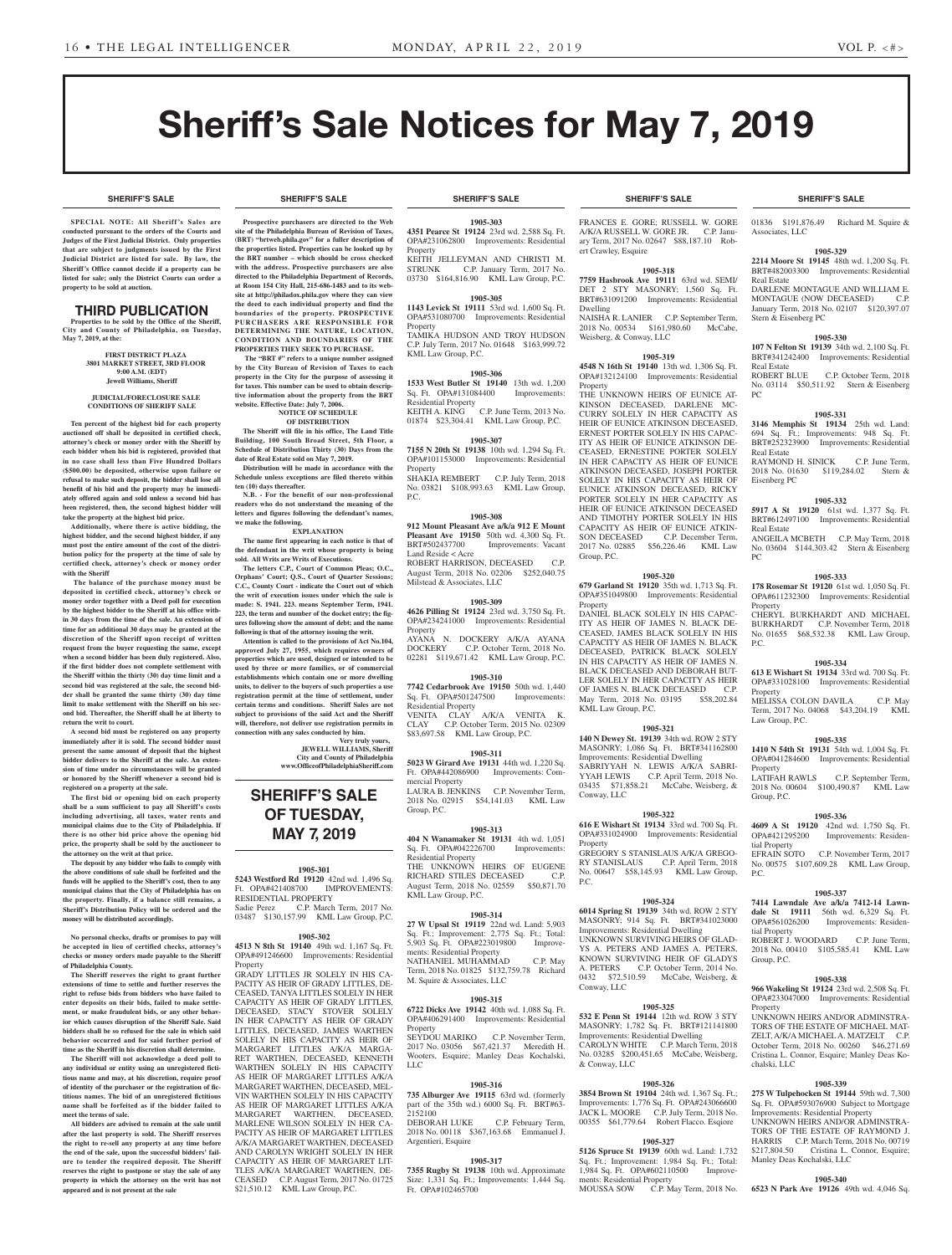# Sheriff's Sale Notices for May 7, 2019

## SHERIFF'S SALE

**SPECIAL NOTE: All Sheriff's Sales are conducted pursuant to the orders of the Courts and Judges of the First Judicial District. Only properties that are subject to judgments issued by the First Judicial District are listed for sale. By law, the Sheriff's Office cannot decide if a property can be listed for sale; only the District Courts can order a property to be sold at auction.**

## THIRD PUBLICATION

**Properties to be sold by the Office of the Sheriff, City and County of Philadelphia, on Tuesday, May 7, 2019, at the:**

**FIRST DISTRICT PLAZA**
**3801 MARKET STREET, 3RD FLOOR**
**9:00 A.M. (EDT)**
**Jewell Williams, Sheriff**

**JUDICIAL/FORECLOSURE SALE CONDITIONS OF SHERIFF SALE**

**Ten percent of the highest bid for each property auctioned off shall be deposited in certified check, attorney's check or money order with the Sheriff by each bidder when his bid is registered, provided that in no case shall less than Five Hundred Dollars ($500.00) be deposited, otherwise upon failure or refusal to make such deposit, the bidder shall lose all benefit of his bid and the property may be immediately offered again and sold unless a second bid has been registered, then, the second highest bidder will take the property at the highest bid price.**

**Additionally, where there is active bidding, the highest bidder, and the second highest bidder, if any must post the entire amount of the cost of the distribution policy for the property at the time of sale by certified check, attorney's check or money order with the Sheriff**

**The balance of the purchase money must be deposited in certified check, attorney's check or money order together with a Deed poll for execution by the highest bidder to the Sheriff at his office within 30 days from the time of the sale. An extension of time for an additional 30 days may be granted at the discretion of the Sheriff upon receipt of written request from the buyer requesting the same, except when a second bidder has been duly registered. Also, if the first bidder does not complete settlement with the Sheriff within the thirty (30) day time limit and a second bid was registered at the sale, the second bidder shall be granted the same thirty (30) day time limit to make settlement with the Sheriff on his second bid. Thereafter, the Sheriff shall be at liberty to return the writ to court.**

**A second bid must be registered on any property immediately after it is sold. The second bidder must present the same amount of deposit that the highest bidder delivers to the Sheriff at the sale. An extension of time under no circumstances will be granted or honored by the Sheriff whenever a second bid is registered on a property at the sale.**

**The first bid or opening bid on each property shall be a sum sufficient to pay all Sheriff's costs including advertising, all taxes, water rents and municipal claims due to the City of Philadelphia. If there is no other bid price above the opening bid price, the property shall be sold by the auctioneer to the attorney on the writ at that price.**

**The deposit by any bidder who fails to comply with the above conditions of sale shall be forfeited and the funds will be applied to the Sheriff's cost, then to any municipal claims that the City of Philadelphia has on the property. Finally, if a balance still remains, a Sheriff's Distribution Policy will be ordered and the money will be distributed accordingly.**

**No personal checks, drafts or promises to pay will be accepted in lieu of certified checks, attorney's checks or money orders made payable to the Sheriff of Philadelphia County.**

**The Sheriff reserves the right to grant further extensions of time to settle and further reserves the right to refuse bids from bidders who have failed to enter deposits on their bids, failed to make settlement, or make fraudulent bids, or any other behavior which causes disruption of the Sheriff Sale. Said bidders shall be so refused for the sale in which said behavior occurred and for said further period of time as the Sheriff in his discretion shall determine.**

**The Sheriff will not acknowledge a deed poll to any individual or entity using an unregistered fictitious name and may, at his discretion, require proof of identity of the purchaser or the registration of fictitious names. The bid of an unregistered fictitious name shall be forfeited as if the bidder failed to meet the terms of sale.**

**All bidders are advised to remain at the sale until after the last property is sold. The Sheriff reserves the right to re-sell any property at any time before the end of the sale, upon the successful bidders' failure to tender the required deposit. The Sheriff reserves the right to postpone or stay the sale of any property in which the attorney on the writ has not appeared and is not present at the sale**

**Prospective purchasers are directed to the Web site of the Philadelphia Bureau of Revision of Taxes, (BRT) "brtweb.phila.gov" for a fuller description of the properties listed. Properties can be looked up by the BRT number – which should be cross checked with the address. Prospective purchasers are also directed to the Philadelphia Department of Records, at Room 154 City Hall, 215-686-1483 and to its website at http://philadox.phila.gov where they can view the deed to each individual property and find the boundaries of the property. PROSPECTIVE PURCHASERS ARE RESPONSIBLE FOR DETERMINING THE NATURE, LOCATION, CONDITION AND BOUNDARIES OF THE PROPERTIES THEY SEEK TO PURCHASE.**

**The "BRT #" refers to a unique number assigned by the City Bureau of Revision of Taxes to each property in the City for the purpose of assessing it for taxes. This number can be used to obtain descriptive information about the property from the BRT website. Effective Date: July 7, 2006.**

**NOTICE OF SCHEDULE OF DISTRIBUTION**

**The Sheriff will file in his office, The Land Title Building, 100 South Broad Street, 5th Floor, a Schedule of Distribution Thirty (30) Days from the date of Real Estate sold on May 7, 2019.**

**Distribution will be made in accordance with the Schedule unless exceptions are filed thereto within ten (10) days thereafter.**

**N.B. - For the benefit of our non-professional readers who do not understand the meaning of the letters and figures following the defendant's names, we make the following.**

**EXPLANATION**

**The name first appearing in each notice is that of the defendant in the writ whose property is being sold. All Writs are Writs of Executions.**

**The letters C.P., Court of Common Pleas; O.C., Orphans' Court; Q.S., Court of Quarter Sessions; C.C., County Court - indicate the Court out of which the writ of execution issues under which the sale is made: S. 1941. 223. means September Term, 1941. 223, the term and number of the docket entry; the figures following show the amount of debt; and the name following is that of the attorney issuing the writ.**

**Attention is called to the provisions of Act No.104, approved July 27, 1955, which requires owners of properties which are used, designed or intended to be used by three or more families, or of commercial establishments which contain one or more dwelling units, to deliver to the buyers of such properties a use registration permit at the time of settlement, under certain terms and conditions. Sheriff Sales are not subject to provisions of the said Act and the Sheriff will, therefore, not deliver use registration permits in connection with any sales conducted by him.**

**Very truly yours,**
**JEWELL WILLIAMS, Sheriff**
**City and County of Philadelphia**
**www.OfficeofPhiladelphiaSheriff.com**

## SHERIFF'S SALE OF TUESDAY, MAY 7, 2019

**1905-301**
**5243 Westford Rd 19120** 42nd wd. 1,496 Sq. Ft. OPA#421408700 IMPROVEMENTS: RESIDENTIAL PROPERTY
Sadie Perez C.P. March Term, 2017 No. 03487 $130,157.99 KML Law Group, P.C.

**1905-302**
**4513 N 8th St 19140** 49th wd. 1,167 Sq. Ft. OPA#491246600 Improvements: Residential Property
GRADY LITTLES JR SOLELY IN HIS CAPACITY AS HEIR OF GRADY LITTLES, DECEASED, TANYA LITTLES SOLELY IN HER CAPACITY AS HEIR OF GRADY LITTLES, DECEASED, STACY STOVER SOLELY IN HER CAPACITY AS HEIR OF GRADY LITTLES, DECEASED, JAMES WARTHEN SOLELY IN HIS CAPACITY AS HEIR OF MARGARET LITTLES A/K/A MARGARET WARTHEN, DECEASED, KENNETH WARTHEN SOLELY IN HIS CAPACITY AS HEIR OF MARGARET LITTLES A/K/A MARGARET WARTHEN, DECEASED, MELVIN WARTHEN SOLELY IN HIS CAPACITY AS HEIR OF MARGARET LITTLES A/K/A MARGARET WARTHEN, DECEASED, MARLENE WILSON SOLELY IN HER CAPACITY AS HEIR OF MARGARET LITTLES A/K/A MARGARET WARTHEN, DECEASED AND CAROLYN WRIGHT SOLELY IN HER CAPACITY AS HEIR OF MARGARET LITTLES A/K/A MARGARET WARTHEN, DECEASED C.P. August Term, 2017 No. 01725 $21,510.12 KML Law Group, P.C.

**1905-303**
**4351 Pearce St 19124** 23rd wd. 2,588 Sq. Ft. OPA#231062800 Improvements: Residential Property
KEITH JELLEYMAN AND CHRISTI M. STRUNK C.P. January Term, 2017 No. 03730 $164,816.90 KML Law Group, P.C.

**1905-305**
**1143 Levick St 19111** 53rd wd. 1,600 Sq. Ft. OPA#531080700 Improvements: Residential Property
TAMIKA HUDSON AND TROY HUDSON C.P. July Term, 2017 No. 01648 $163,999.72 KML Law Group, P.C.

**1905-306**
**1533 West Butler St 19140** 13th wd. 1,200 Sq. Ft. OPA#131084400 Improvements: Residential Property
KEITH A. KING C.P. June Term, 2013 No. 01874 $23,304.41 KML Law Group, P.C.

**1905-307**
**7155 N 20th St 19138** 10th wd. 1,294 Sq. Ft. OPA#101153000 Improvements: Residential Property
SHAKIA REMBERT C.P. July Term, 2018 No. 03821 $108,993.63 KML Law Group, P.C.

**1905-308**
**912 Mount Pleasant Ave a/k/a 912 E Mount Pleasant Ave 19150** 50th wd. 4,300 Sq. Ft. BRT#502437700 Improvements: Vacant Land Reside < Acre
ROBERT HARRISON, DECEASED C.P. August Term, 2018 No. 02206 $252,040.75 Milstead & Associates, LLC

**1905-309**
**4626 Pilling St 19124** 23rd wd. 3,750 Sq. Ft. OPA#234241000 Improvements: Residential Property
AYANA N. DOCKERY A/K/A AYANA DOCKERY C.P. October Term, 2018 No. 02281 $119,671.42 KML Law Group, P.C.

**1905-310**
**7742 Cedarbrook Ave 19150** 50th wd. 1,440 Sq. Ft. OPA#501247500 Improvements: Residential Property
VENITA CLAY A/K/A VENITA K. CLAY C.P. October Term, 2015 No. 02309 $83,697.58 KML Law Group, P.C.

**1905-311**
**5023 W Girard Ave 19131** 44th wd. 1,220 Sq. Ft. OPA#442086900 Improvements: Commercial Property
LAURA B. JENKINS C.P. November Term, 2018 No. 02915 $54,141.03 KML Law Group, P.C.

**1905-313**
**404 N Wanamaker St 19131** 4th wd. 1,051 Sq. Ft. OPA#042226700 Improvements: Residential Property
THE UNKNOWN HEIRS OF EUGENE RICHARD STILES DECEASED C.P. August Term, 2018 No. 02559 $50,871.70 KML Law Group, P.C.

**1905-314**
**27 W Upsal St 19119** 22nd wd. Land: 5,903 Sq. Ft.; Improvement: 2,775 Sq. Ft.; Total: 5,903 Sq. Ft. OPA#223019800 Improvements: Residential Property
NATHANIEL MUHAMMAD C.P. May Term, 2018 No. 01825 $132,759.78 Richard M. Squire & Associates, LLC

**1905-315**
**6722 Dicks Ave 19142** 40th wd. 1,088 Sq. Ft. OPA#406291400 Improvements: Residential Property
SEYDOU MARIKO C.P. November Term, 2017 No. 03056 $67,421.37 Meredith H. Wooters, Esquire; Manley Deas Kochalski, LLC

**1905-316**
**735 Alburger Ave 19115** 63rd wd. (formerly part of the 35th wd.) 6000 Sq. Ft. BRT#63-2152100
DEBORAH LUKE C.P. February Term, 2018 No. 00118 $367,163.68 Emmanuel J. Argentieri, Esquire

**1905-317**
**7355 Rugby St 19138** 10th wd. Approximate Size: 1,331 Sq. Ft.; Improvements: 1,444 Sq. Ft. OPA#102465700
FRANCES E. GORE; RUSSELL W. GORE A/K/A RUSSELL W. GORE JR. C.P. January Term, 2017 No. 02647 $88,187.10 Robert Crawley, Esquire

**1905-318**
**7759 Hasbrook Ave 19111** 63rd wd. SEMI/DET 2 STY MASONRY; 1,560 Sq. Ft. BRT#631091200 Improvements: Residential Dwelling
NAISHA R. LANIER C.P. September Term, 2018 No. 00534 $161,980.60 McCabe, Weisberg, & Conway, LLC

**1905-319**
**4548 N 16th St 19140** 13th wd. 1,306 Sq. Ft. OPA#132124100 Improvements: Residential Property
THE UNKNOWN HEIRS OF EUNICE ATKINSON DECEASED, DARLENE MCCURRY SOLELY IN HER CAPACITY AS HEIR OF EUNICE ATKINSON DECEASED, ERNEST PORTER SOLELY IN HIS CAPACITY AS HEIR OF EUNICE ATKINSON DECEASED, ERNESTINE PORTER SOLELY IN HER CAPACITY AS HEIR OF EUNICE ATKINSON DECEASED, JOSEPH PORTER SOLELY IN HIS CAPACITY AS HEIR OF EUNICE ATKINSON DECEASED, RICKY PORTER SOLELY IN HER CAPACITY AS HEIR OF EUNICE ATKINSON DECEASED AND TIMOTHY PORTER SOLELY IN HIS CAPACITY AS HEIR OF EUNICE ATKINSON DECEASED C.P. December Term, 2017 No. 02885 $56,226.46 KML Law Group, P.C.

**1905-320**
**679 Garland St 19120** 35th wd. 1,713 Sq. Ft. OPA#351049800 Improvements: Residential Property
DANIEL BLACK SOLELY IN HIS CAPACITY AS HEIR OF JAMES N. BLACK DECEASED, JAMES BLACK SOLELY IN HIS CAPACITY AS HEIR OF JAMES N. BLACK DECEASED, PATRICK BLACK SOLELY IN HIS CAPACITY AS HEIR OF JAMES N. BLACK DECEASED AND DEBORAH BUTLER SOLELY IN HER CAPACITY AS HEIR OF JAMES N. BLACK DECEASED C.P. May Term, 2018 No. 03195 $58,202.84 KML Law Group, P.C.

**1905-321**
**140 N Dewey St. 19139** 34th wd. ROW 2 STY MASONRY; 1,086 Sq. Ft. BRT#341162800 Improvements: Residential Dwelling
SABRIYYAH N. LEWIS A/K/A SABRIYYAH LEWIS C.P. April Term, 2018 No. 03435 $71,858.21 McCabe, Weisberg, & Conway, LLC

**1905-322**
**616 E Wishart St 19134** 33rd wd. 700 Sq. Ft. OPA#331024900 Improvements: Residential Property
GREGORY S STANISLAUS A/K/A GREGORY STANISLAUS C.P. April Term, 2018 No. 00647 $58,145.93 KML Law Group, P.C.

**1905-324**
**6014 Spring St 19139** 34th wd. ROW 2 STY MASONRY; 914 Sq. Ft. BRT#341023000 Improvements: Residential Dwelling
UNKNOWN SURVIVING HEIRS OF GLADYS A. PETERS AND JAMES A. PETERS, KNOWN SURVIVING HEIR OF GLADYS A. PETERS C.P. October Term, 2014 No. 0432 $72,510.59 McCabe, Weisberg, & Conway, LLC

**1905-325**
**532 E Penn St 19144** 12th wd. ROW 3 STY MASONRY; 1,782 Sq. Ft. BRT#121141800 Improvements: Residential Dwelling
CAROLYN WHITE C.P. March Term, 2018 No. 03285 $200,451.65 McCabe, Weisberg, & Conway, LLC

**1905-326**
**3854 Brown St 19104** 24th wd. 1,367 Sq. Ft.; Improvements: 1,776 Sq. Ft. OPA#243066600
JACK L. MOORE C.P. July Term, 2018 No. 00355 $61,779.64 Robert Flacco. Esqiore

**1905-327**
**5126 Spruce St 19139** 60th wd. Land: 1,732 Sq. Ft.; Improvement: 1,984 Sq. Ft.; Total: 1,984 Sq. Ft. OPA#602110500 Improvements: Residential Property
MOUSSA SOW C.P. May Term, 2018 No. 01836 $191,876.49 Richard M. Squire & Associates, LLC

**1905-329**
**2214 Moore St 19145** 48th wd. 1,200 Sq. Ft. BRT#482003300 Improvements: Residential Real Estate
DARLENE MONTAGUE AND WILLIAM E. MONTAGUE (NOW DECEASED) C.P. January Term, 2018 No. 02107 $120,397.07 Stern & Eisenberg PC

**1905-330**
**107 N Felton St 19139** 34th wd. 2,100 Sq. Ft. BRT#341242400 Improvements: Residential Real Estate
ROBERT BLUE C.P. October Term, 2018 No. 03114 $50,511.92 Stern & Eisenberg PC

**1905-331**
**3146 Memphis St 19134** 25th wd. Land: 694 Sq. Ft.; Improvements: 948 Sq. Ft. BRT#252323900 Improvements: Residential Real Estate
RAYMOND H. SINICK C.P. June Term, 2018 No. 01630 $119,284.02 Stern & Eisenberg PC

**1905-332**
**5917 A St 19120** 61st wd. 1,377 Sq. Ft. BRT#612497100 Improvements: Residential Real Estate
ANGEILA MCBETH C.P. May Term, 2018 No. 03604 $144,303.42 Stern & Eisenberg PC

**1905-333**
**178 Rosemar St 19120** 61st wd. 1,050 Sq. Ft. OPA#611232300 Improvements: Residential Property
CHERYL BURKHARDT AND MICHAEL BURKHARDT C.P. November Term, 2018 No. 01655 $68,532.38 KML Law Group, P.C.

**1905-334**
**613 E Wishart St 19134** 33rd wd. 700 Sq. Ft. OPA#331028100 Improvements: Residential Property
MELISSA COLON DAVILA C.P. May Term, 2017 No. 04068 $43,204.19 KML Law Group, P.C.

**1905-335**
**1410 N 54th St 19131** 54th wd. 1,004 Sq. Ft. OPA#041284600 Improvements: Residential Property
LATIFAH RAWLS C.P. September Term, 2018 No. 00604 $100,490.87 KML Law Group, P.C.

**1905-336**
**4609 A St 19120** 42nd wd. 1,750 Sq. Ft. OPA#421295200 Improvements: Residential Property
EFRAIN SOTO C.P. November Term, 2017 No. 00575 $107,609.28 KML Law Group, P.C.

**1905-337**
**7414 Lawndale Ave a/k/a 7412-14 Lawndale St 19111** 56th wd. 6,329 Sq. Ft. OPA#561026200 Improvements: Residential Property
ROBERT J. WOODARD C.P. June Term, 2018 No. 00410 $105,585.41 KML Law Group, P.C.

**1905-338**
**966 Wakeling St 19124** 23rd wd. 2,508 Sq. Ft. OPA#233047000 Improvements: Residential Property
UNKNOWN HEIRS AND/OR ADMINSTRATORS OF THE ESTATE OF MICHAEL MATZELT, A/K/A MICHAEL A. MATZELT C.P. October Term, 2018 No. 00260 $46,271.69 Cristina L. Connor, Esquire; Manley Deas Kochalski, LLC

**1905-339**
**275 W Tulpehocken St 19144** 59th wd. 7,300 Sq. Ft. OPA#593076900 Subject to Mortgage Improvements: Residential Property
UNKNOWN HEIRS AND/OR ADMINSTRATORS OF THE ESTATE OF RAYMOND J. HARRIS C.P. March Term, 2018 No. 00719 $217,804.50 Cristina L. Connor, Esquire; Manley Deas Kochalski, LLC

**1905-340**
**6523 N Park Ave 19126** 49th wd. 4,046 Sq.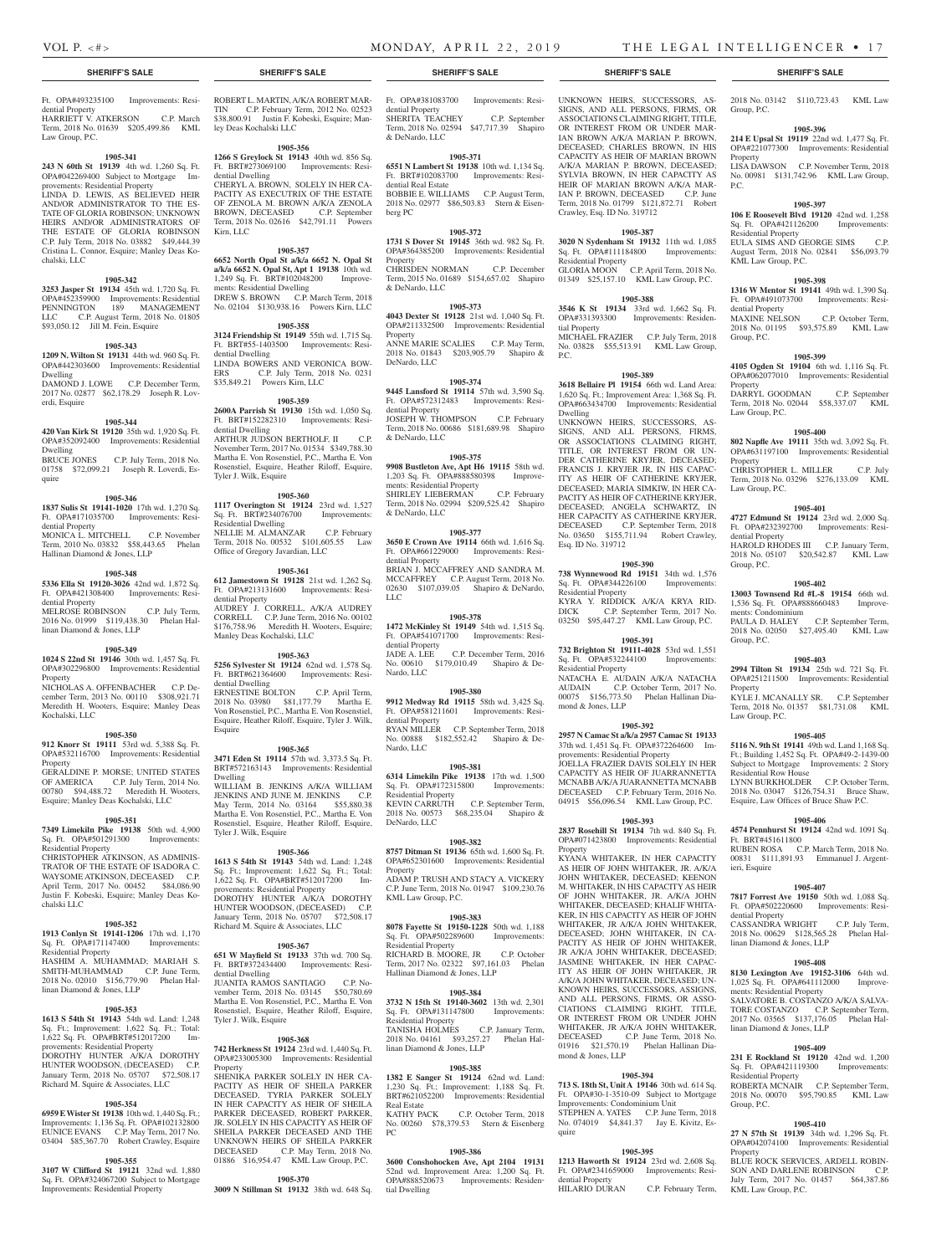## SHERIFF'S SALE

Ft. OPA#493235100 Improvements: Residential Property
HARRIETT V. ATKERSON C.P. March Term, 2018 No. 01639 $205,499.86 KML Law Group, P.C.

**1905-341**

**243 N 60th St 19139** 4th wd. 1,260 Sq. Ft. OPA#042269400 Subject to Mortgage Improvements: Residential Property
LINDA D. LEWIS, AS BELIEVED HEIR AND/OR ADMINISTRATOR TO THE ESTATE OF GLORIA ROBINSON; UNKNOWN HEIRS AND/OR ADMINISTRATORS OF THE ESTATE OF GLORIA ROBINSON C.P. July Term, 2018 No. 03882 $49,444.39 Cristina L. Connor, Esquire; Manley Deas Kochalski, LLC

**1905-342**

**3253 Jasper St 19134** 45th wd. 1,720 Sq. Ft. OPA#452359900 Improvements: Residential PENNINGTON 189 MANAGEMENT LLC C.P. August Term, 2018 No. 01805 $93,050.12 Jill M. Fein, Esquire

**1905-343**

**1209 N. Wilton St 19131** 44th wd. 960 Sq. Ft. OPA#442303600 Improvements: Residential Dwelling
DAMOND J. LOWE C.P. December Term, 2017 No. 02877 $62,178.29 Joseph R. Loverdi, Esquire

**1905-344**

**420 Van Kirk St 19120** 35th wd. 1,920 Sq. Ft. OPA#352092400 Improvements: Residential Dwelling
BRUCE JONES C.P. July Term, 2018 No. 01758 $72,099.21 Joseph R. Loverdi, Esquire

**1905-346**

**1837 Sulis St 19141-1020** 17th wd. 1,270 Sq. Ft. OPA#171035700 Improvements: Residential Property
MONICA L. MITCHELL C.P. November Term, 2010 No. 03832 $58,443.65 Phelan Hallinan Diamond & Jones, LLP

**1905-348**

**5336 Ella St 19120-3026** 42nd wd. 1,872 Sq. Ft. OPA#421308400 Improvements: Residential Property
MELROSE ROBINSON C.P. July Term, 2016 No. 01999 $119,438.30 Phelan Hallinan Diamond & Jones, LLP

**1905-349**

**1024 S 22nd St 19146** 30th wd. 1,457 Sq. Ft. OPA#302296800 Improvements: Residential Property
NICHOLAS A. OFFENBACHER C.P. December Term, 2013 No. 00110 $308,921.71 Meredith H. Wooters, Esquire; Manley Deas Kochalski, LLC

**1905-350**

**912 Knorr St 19111** 53rd wd. 5,388 Sq. Ft. OPA#532116700 Improvements: Residential Property
GERALDINE P. MORSE; UNITED STATES OF AMERICA C.P. July Term, 2014 No. 00780 $94,488.72 Meredith H. Wooters, Esquire; Manley Deas Kochalski, LLC

**1905-351**

**7349 Limekiln Pike 19138** 50th wd. 4,900 Sq. Ft. OPA#501291300 Improvements: Residential Property
CHRISTOPHER ATKINSON, AS ADMINISTRATOR OF THE ESTATE OF ISADORA C. WAYSOME ATKINSON, DECEASED C.P. April Term, 2017 No. 00452 $84,086.90 Justin F. Kobeski, Esquire; Manley Deas Kochalski LLC

**1905-352**

**1913 Conlyn St 19141-1206** 17th wd. 1,170 Sq. Ft. OPA#171147400 Improvements: Residential Property
HASHIM A. MUHAMMAD; MARIAH S. SMITH-MUHAMMAD C.P. June Term, 2018 No. 02010 $156,779.90 Phelan Hallinan Diamond & Jones, LLP

**1905-353**

**1613 S 54th St 19143** 54th wd. Land: 1,248 Sq. Ft.; Improvement: 1,622 Sq. Ft.; Total: 1,622 Sq. Ft. OPA#BRT#512017200 Improvements: Residential Property
DOROTHY HUNTER A/K/A DOROTHY HUNTER WOODSON, (DECEASED) C.P. January Term, 2018 No. 05707 $72,508.17 Richard M. Squire & Associates, LLC

**1905-354**

**6959 E Wister St 19138** 10th wd. 1,440 Sq. Ft.; Improvements: 1,136 Sq. Ft. OPA#102132800 EUNICE EVANS C.P. May Term, 2017 No. 03404 $85,367.70 Robert Crawley, Esquire

**1905-355**

**3107 W Clifford St 19121** 32nd wd. 1,880 Sq. Ft. OPA#324067200 Subject to Mortgage Improvements: Residential Property
ROBERT L. MARTIN, A/K/A ROBERT MARTIN C.P. February Term, 2012 No. 02523 $38,800.91 Justin F. Kobeski, Esquire; Manley Deas Kochalski LLC

**1905-356**

**1266 S Greylock St 19143** 40th wd. 856 Sq. Ft. BRT#273069100 Improvements: Residential Dwelling
CHERYL A. BROWN, SOLELY IN HER CAPACITY AS EXECUTRIX OF THE ESTATE OF ZENOLA M. BROWN A/K/A ZENOLA BROWN, DECEASED C.P. September Term, 2018 No. 02616 $42,791.11 Powers Kirn, LLC

**1905-357**

**6652 North Opal St a/k/a 6652 N. Opal St a/k/a 6652 N. Opal St, Apt 1 19138** 10th wd. 1,249 Sq. Ft. BRT#102048200 Improvements: Residential Dwelling
DREW S. BROWN C.P. March Term, 2018 No. 02104 $130,938.16 Powers Kirn, LLC

**1905-358**

**3124 Friendship St 19149** 55th wd. 1,715 Sq. Ft. BRT#55-1403500 Improvements: Residential Dwelling
LINDA BOWERS AND VERONICA BOWERS C.P. July Term, 2018 No. 0231 $35,849.21 Powers Kirn, LLC

**1905-359**

**2600A Parrish St 19130** 15th wd. 1,050 Sq. Ft. BRT#152282310 Improvements: Residential Dwelling
ARTHUR JUDSON BERTHOLF, II C.P. November Term, 2017 No. 01534 $349,788.30 Martha E. Von Rosenstiel, P.C., Martha E. Von Rosenstiel, Esquire, Heather Riloff, Esquire, Tyler J. Wilk, Esquire

**1905-360**

**1117 Overington St 19124** 23rd wd. 1,527 Sq. Ft. BRT#234076700 Improvements: Residential Dwelling
NELLIE M. ALMANZAR C.P. February Term, 2018 No. 00532 $101,605.55 Law Office of Gregory Javardian, LLC

**1905-361**

**612 Jamestown St 19128** 21st wd. 1,262 Sq. Ft. OPA#213131600 Improvements: Residential Property
AUDREY J. CORRELL, A/K/A AUDREY CORRELL C.P. June Term, 2016 No. 00102 $176,758.96 Meredith H. Wooters, Esquire; Manley Deas Kochalski LLC

**1905-363**

**5256 Sylvester St 19124** 62nd wd. 1,578 Sq. Ft. BRT#621364600 Improvements: Residential Dwelling
ERNESTINE BOLTON C.P. April Term, 2018 No. 03980 $81,177.79 Martha E. Von Rosenstiel, P.C., Martha E. Von Rosenstiel, Esquire, Heather Riloff, Esquire, Tyler J. Wilk, Esquire

**1905-365**

**3471 Eden St 19114** 57th wd. 3,373.5 Sq. Ft. BRT#572163143 Improvements: Residential Dwelling
WILLIAM B. JENKINS A/K/A WILLIAM JENKINS AND JUNE M. JENKINS C.P. May Term, 2014 No. 03164 $55,880.38 Martha E. Von Rosenstiel, P.C., Martha E. Von Rosenstiel, Esquire, Heather Riloff, Esquire, Tyler J. Wilk, Esquire

**1905-366**

**1613 S 54th St 19143** 54th wd. Land: 1,248 Sq. Ft.; Improvement: 1,622 Sq. Ft.; Total: 1,622 Sq. Ft. OPA#BRT#512017200 Improvements: Residential Property
DOROTHY HUNTER A/K/A DOROTHY HUNTER WOODSON, (DECEASED) C.P. January Term, 2018 No. 05707 $72,508.17 Richard M. Squire & Associates, LLC

**1905-367**

**651 W Mayfield St 19133** 37th wd. 700 Sq. Ft. BRT#372434400 Improvements: Residential Dwelling
JUANITA RAMOS SANTIAGO C.P. November Term, 2018 No. 03145 $50,780.69 Martha E. Von Rosenstiel, P.C., Martha E. Von Rosenstiel, Esquire, Heather Riloff, Esquire, Tyler J. Wilk, Esquire

**1905-368**

**742 Herkness St 19124** 23rd wd. 1,440 Sq. Ft. OPA#233005300 Improvements: Residential Property
SHENIKA PARKER SOLELY IN HER CAPACITY AS HEIR OF SHEILA PARKER DECEASED, TYRIA PARKER SOLELY IN HER CAPACITY AS HEIR OF SHEILA PARKER DECEASED, ROBERT PARKER, JR. SOLELY IN HIS CAPACITY AS HEIR OF SHEILA PARKER DECEASED AND THE UNKNOWN HEIRS OF SHEILA PARKER DECEASED C.P. May Term, 2018 No. 01886 $16,954.47 KML Law Group, P.C.

**1905-370**

**3009 N Stillman St 19132** 38th wd. 648 Sq. Ft. OPA#381083700 Improvements: Residential Property
SHERITA TEACHEY C.P. September Term, 2018 No. 02594 $47,717.39 Shapiro & DeNardo, LLC

**1905-371**

**6551 N Lambert St 19138** 10th wd. 1,134 Sq. Ft. BRT#102083700 Improvements: Residential Real Estate
BOBBIE E. WILLIAMS C.P. August Term, 2018 No. 02977 $86,503.83 Stern & Eisenberg PC

**1905-372**

**1731 S Dover St 19145** 36th wd. 982 Sq. Ft. OPA#364385200 Improvements: Residential Property
CHRISDEN NORMAN C.P. December Term, 2015 No. 01689 $154,657.02 Shapiro & DeNardo, LLC

**1905-373**

**4043 Dexter St 19128** 21st wd. 1,040 Sq. Ft. OPA#211332500 Improvements: Residential Property
ANNE MARIE SCALIES C.P. May Term, 2018 No. 01843 $203,905.79 Shapiro & DeNardo, LLC

**1905-374**

**9445 Lansford St 19114** 57th wd. 3,590 Sq. Ft. OPA#572312483 Improvements: Residential Property
JOSEPH W. THOMPSON C.P. February Term, 2018 No. 00686 $181,689.98 Shapiro & DeNardo, LLC

**1905-375**

**9908 Bustleton Ave, Apt H6 19115** 58th wd. 1,203 Sq. Ft. OPA#888580398 Improvements: Residential Property
SHIRLEY LIEBERMAN C.P. February Term, 2018 No. 02994 $209,525.42 Shapiro & DeNardo, LLC

**1905-377**

**3650 E Crown Ave 19114** 66th wd. 1,616 Sq. Ft. OPA#661229000 Improvements: Residential Property
BRIAN J. MCCAFFREY AND SANDRA M. MCCAFFREY C.P. August Term, 2018 No. 02630 $107,039.05 Shapiro & DeNardo, LLC

**1905-378**

**1472 McKinley St 19149** 54th wd. 1,515 Sq. Ft. OPA#541071700 Improvements: Residential Property
JADE A. LEE C.P. December Term, 2016 No. 00610 $179,010.49 Shapiro & DeNardo, LLC

**1905-380**

**9912 Medway Rd 19115** 58th wd. 3,425 Sq. Ft. OPA#581211601 Improvements: Residential Property
RYAN MILLER C.P. September Term, 2018 No. 00888 $182,552.42 Shapiro & DeNardo, LLC

**1905-381**

**6314 Limekiln Pike 19138** 17th wd. 1,500 Sq. Ft. OPA#172315800 Improvements: Residential Property
KEVIN CARRUTH C.P. September Term, 2018 No. 00573 $68,235.04 Shapiro & DeNardo, LLC

**1905-382**

**8757 Ditman St 19136** 65th wd. 1,600 Sq. Ft. OPA#652301600 Improvements: Residential Property
ADAM P. TRUSH AND STACY A. VICKERY C.P. June Term, 2018 No. 01947 $109,230.76 KML Law Group, P.C.

**1905-383**

**8078 Fayette St 19150-1228** 50th wd. 1,188 Sq. Ft. OPA#502289600 Improvements: Residential Property
RICHARD B. MOORE, JR C.P. October Term, 2017 No. 02322 $97,161.03 Phelan Hallinan Diamond & Jones, LLP

**1905-384**

**3732 N 15th St 19140-3602** 13th wd. 2,301 Sq. Ft. OPA#131147800 Improvements: Residential Property
TANISHA HOLMES C.P. January Term, 2018 No. 04161 $93,257.27 Phelan Hallinan Diamond & Jones, LLP

**1905-385**

**1382 E Sanger St 19124** 62nd wd. Land: 1,230 Sq. Ft.; Improvement: 1,188 Sq. Ft. BRT#621052200 Improvements: Residential Real Estate
KATHY PACK C.P. October Term, 2018 No. 00260 $78,379.53 Stern & Eisenberg PC

**1905-386**

**3600 Conshohocken Ave, Apt 2104 19131** 52nd wd. Improvement Area: 1,200 Sq. Ft. OPA#888520673 Improvements: Residential Dwelling
UNKNOWN HEIRS, SUCCESSORS, ASSIGNS, AND ALL PERSONS, FIRMS, OR ASSOCIATIONS CLAIMING RIGHT, TITLE, OR INTEREST FROM OR UNDER MARIAN BROWN A/K/A MARIAN P. BROWN, DECEASED; CHARLES BROWN, IN HIS CAPACITY AS HEIR OF MARIAN BROWN A/K/A MARIAN P. BROWN, DECEASED; SYLVIA BROWN, IN HER CAPACITY AS HEIR OF MARIAN BROWN A/K/A MARIAN P. BROWN, DECEASED C.P. June Term, 2018 No. 01799 $121,872.71 Robert Crawley, Esq. ID No. 319712

**1905-387**

**3020 N Sydenham St 19132** 11th wd. 1,085 Sq. Ft. OPA#111184800 Improvements: Residential Property
GLORIA MOON C.P. April Term, 2018 No. 01349 $25,157.10 KML Law Group, P.C.

**1905-388**

**3546 K St 19134** 33rd wd. 1,662 Sq. Ft. OPA#331393300 Improvements: Residential Property
MICHAEL FRAZIER C.P. July Term, 2018 No. 03828 $55,513.91 KML Law Group, P.C.

**1905-389**

**3618 Bellaire Pl 19154** 66th wd. Land Area: 1,620 Sq. Ft.; Improvement Area: 1,368 Sq. Ft. OPA#663434700 Improvements: Residential Dwelling
UNKNOWN HEIRS, SUCCESSORS, ASSIGNS, AND ALL PERSONS, FIRMS, OR ASSOCIATIONS CLAIMING RIGHT, TITLE, OR INTEREST FROM OR UNDER CATHERINE KRYJER, DECEASED; FRANCIS J. KRYJER JR, IN HIS CAPACITY AS HEIR OF CATHERINE KRYJER, DECEASED; MARIA SIMKIW, IN HER CAPACITY AS HEIR OF CATHERINE KRYJER, DECEASED; ANGELA SCHWARTZ, IN HER CAPACITY AS CATHERINE KRYJER, DECEASED C.P. September Term, 2018 No. 03650 $155,711.94 Robert Crawley, Esq. ID No. 319712

**1905-390**

**738 Wynnewood Rd 19151** 34th wd. 1,576 Sq. Ft. OPA#344226100 Improvements: Residential Property
KYRA Y. RIDDICK A/K/A KRYA RIDDICK C.P. September Term, 2017 No. 03250 $95,447.27 KML Law Group, P.C.

**1905-391**

**732 Brighton St 19111-4028** 53rd wd. 1,551 Sq. Ft. OPA#532244100 Improvements: Residential Property
NATACHA E. AUDAIN A/K/A NATACHA AUDAIN C.P. October Term, 2017 No. 00075 $156,773.50 Phelan Hallinan Diamond & Jones, LLP

**1905-392**

**2957 N Camac St a/k/a 2957 Camac St 19133** 37th wd. 1,451 Sq. Ft. OPA#372264600 Improvements: Residential Property
JOELLA FRAZIER DAVIS SOLELY IN HER CAPACITY AS HEIR OF JUARRANNETTA MCNABB A/K/A JUARANNETTA MCNABB DECEASED C.P. February Term, 2016 No. 04915 $56,096.54 KML Law Group, P.C.

**1905-393**

**2837 Rosehill St 19134** 7th wd. 840 Sq. Ft. OPA#071423800 Improvements: Residential Property
KYANA WHITAKER, IN HER CAPACITY AS HEIR OF JOHN WHITAKER, JR. A/K/A JOHN WHITAKER, DECEASED; KEENON M. WHITAKER, IN HIS CAPACITY AS HEIR OF JOHN WHITAKER, JR. A/K/A JOHN WHITAKER, DECEASED; KHALIF WHITAKER, IN HIS CAPACITY AS HEIR OF JOHN WHITAKER, JR A/K/A JOHN WHITAKER, DECEASED; JOHN WHITAKER, IN CAPACITY AS HEIR OF JOHN WHITAKER, JR A/K/A JOHN WHITAKER, DECEASED; JASMINE WHITAKER, IN HER CAPACITY AS HEIR OF JOHN WHITAKER, JR A/K/A JOHN WHITAKER, DECEASED; UNKNOWN HEIRS, SUCCESSORS, ASSIGNS, AND ALL PERSONS, FIRMS, OR ASSOCIATIONS CLAIMING RIGHT, TITLE, OR INTEREST FROM OR UNDER JOHN WHITAKER, JR A/K/A JOHN WHITAKER, DECEASED C.P. June Term, 2018 No. 01916 $21,570.19 Phelan Hallinan Diamond & Jones, LLP

**1905-394**

**713 S. 18th St, Unit A 19146** 30th wd. 614 Sq. Ft. OPA#30-1-3510-09 Subject to Mortgage Improvements: Condominium Unit
STEPHEN A. YATES C.P. June Term, 2018 No. 074019 $4,841.37 Jay E. Kivitz, Esquire

**1905-395**

**1213 Haworth St 19124** 23rd wd. 2,608 Sq. Ft. OPA#234165900 Improvements: Residential Property
HILARIO DURAN C.P. February Term, 2018 No. 03142 $110,723.43 KML Law Group, P.C.

**1905-396**

**214 E Upsal St 19119** 22nd wd. 1,477 Sq. Ft. OPA#221077300 Improvements: Residential Property
LISA DAWSON C.P. November Term, 2018 No. 00981 $131,742.96 KML Law Group, P.C.

**1905-397**

**106 E Roosevelt Blvd 19120** 42nd wd. 1,258 Sq. Ft. OPA#421126200 Improvements: Residential Property
EULA SIMS AND GEORGE SIMS C.P. August Term, 2018 No. 02841 $56,093.79 KML Law Group, P.C.

**1905-398**

**1316 W Mentor St 19141** 49th wd. 1,390 Sq. Ft. OPA#491073700 Improvements: Residential Property
MAXINE NELSON C.P. October Term, 2018 No. 01195 $93,575.89 KML Law Group, P.C.

**1905-399**

**4105 Ogden St 19104** 6th wd. 1,116 Sq. Ft. OPA#062077010 Improvements: Residential Property
DARRYL GOODMAN C.P. September Term, 2018 No. 02044 $58,337.07 KML Law Group, P.C.

**1905-400**

**802 Napfle Ave 19111** 35th wd. 3,092 Sq. Ft. OPA#631197100 Improvements: Residential Property
CHRISTOPHER L. MILLER C.P. July Term, 2018 No. 03296 $276,133.09 KML Law Group, P.C.

**1905-401**

**4727 Edmund St 19124** 23rd wd. 2,000 Sq. Ft. OPA#232392700 Improvements: Residential Property
HAROLD RHODES III C.P. January Term, 2018 No. 05107 $20,542.87 KML Law Group, P.C.

**1905-402**

**13003 Townsend Rd #L-8 19154** 66th wd. 1,536 Sq. Ft. OPA#888660483 Improvements: Condominium
PAULA D. HALEY C.P. September Term, 2018 No. 02050 $27,495.40 KML Law Group, P.C.

**1905-403**

**2994 Tilton St 19134** 25th wd. 721 Sq. Ft. OPA#251211500 Improvements: Residential Property
KYLE J. MCANALLY SR. C.P. September Term, 2018 No. 01357 $81,731.08 KML Law Group, P.C.

**1905-405**

**5116 N. 9th St 19141** 49th wd. Land 1,168 Sq. Ft.; Building 1,452 Sq. Ft. OPA#49-2-1439-00 Subject to Mortgage Improvements: 2 Story Residential Row House
LYNN BURKHOLDER C.P. October Term, 2018 No. 03047 $126,754.31 Bruce Shaw, Esquire, Law Offices of Bruce Shaw P.C.

**1905-406**

**4574 Pennhurst St 19124** 42nd wd. 1091 Sq. Ft. BRT#451611800
RUBEN ROSA C.P. March Term, 2018 No. 00831 $111,891.93 Emmanuel J. Argentieri, Esquire

**1905-407**

**7817 Forrest Ave 19150** 50th wd. 1,088 Sq. Ft. OPA#502220600 Improvements: Residential Property
CASSANDRA WRIGHT C.P. July Term, 2018 No. 00629 $128,565.28 Phelan Hallinan Diamond & Jones, LLP

**1905-408**

**8130 Lexington Ave 19152-3106** 64th wd. 1,025 Sq. Ft. OPA#641112000 Improvements: Residential Property
SALVATORE B. COSTANZO A/K/A SALVATORE COSTANZO C.P. September Term, 2017 No. 03565 $137,176.05 Phelan Hallinan Diamond & Jones, LLP

**1905-409**

**231 E Rockland St 19120** 42nd wd. 1,200 Sq. Ft. OPA#421119300 Improvements: Residential Property
ROBERTA MCNAIR C.P. September Term, 2018 No. 00070 $95,790.85 KML Law Group, P.C.

**1905-410**

**27 N 57th St 19139** 34th wd. 1,296 Sq. Ft. OPA#042074100 Improvements: Residential Property
BLUE ROCK SERVICES, ARDELL ROBINSON AND DARLENE ROBINSON C.P. July Term, 2017 No. 01457 $64,387.86 KML Law Group, P.C.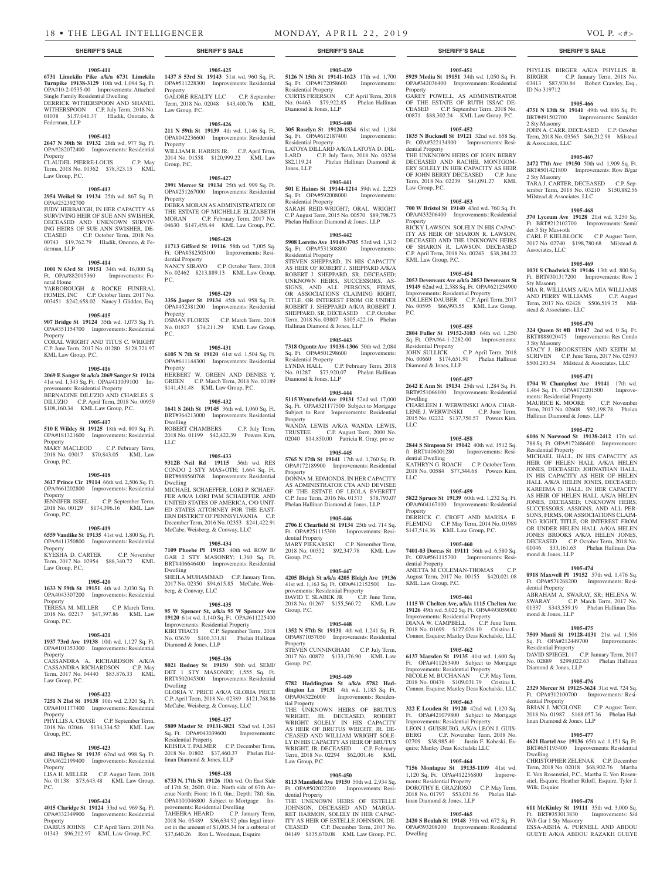**1905-411**

**6731 Limekiln Pike a/k/a 6731 Limekiln Turnpike 19138-3129** 10th wd. 1,094 Sq. Ft. OPA#10-2-0535-00 Improvements: Attached Single Family Residential Dwelling

DERRICK WITHERSPOON AND SHANEL WITHERSPOON C.P. July Term, 2018 No. 01038 $137,041.37 Hladik, Onorato, & Federman, LLP

**1905-412**

**2647 N 30th St 19132** 28th wd. 977 Sq. Ft. OPA#282072400 Improvements: Residential Property

CLAUDEL PIERRE-LOUIS C.P. May Term, 2018 No. 01362 $78,323.15 KML Law Group, P.C.

**1905-413**

**2954 Weikel St 19134** 25th wd. 867 Sq. Ft. OPA#252392700

JUDY HERBAUGH, IN HER CAPACITY AS SURVIVING HEIR OF SUE ANN SWISHER, DECEASED AND UNKNOWN SURVIVING HEIRS OF SUE ANN SWISHER, DECEASED C.P. October Term, 2018 No. 00743 $19,762.79 Hladik, Onorato, & Federman, LLP

**1905-414**

**1001 N 63rd St 19151** 34th wd. 16,000 Sq. Ft. OPA#882015360 Improvements: Funeral Home

YARBOROUGH & ROCKE FUNERAL HOMES, INC C.P. October Term, 2017 No. 003451 $242,658.02 Nancy J. Glidden, Esq.

**1905-415**

**907 Bridge St 19124** 35th wd. 1,073 Sq. Ft. OPA#351154700 Improvements: Residential Property

CORAL WRIGHT AND TITUS C. WRIGHT C.P. June Term, 2017 No. 01280 $128,721.97 KML Law Group, P.C.

**1905-416**

**2069 E Sanger St a/k/a 2069 Sanger St 19124** 41st wd. 1,343 Sq. Ft. OPA#411039100 Improvements: Residential Property

BERNADINE DILUZIO AND CHARLES S. DILUZIO C.P. April Term, 2018 No. 00959 $108,160.34 KML Law Group, P.C.

**1905-417**

**510 E Wildey St 19125** 18th wd. 809 Sq. Ft. OPA#181321600 Improvements: Residential Property

MARY MACLEOD C.P. February Term, 2018 No. 03017 $70,843.05 KML Law Group, P.C.

**1905-418**

**3617 Prince Cir 19114** 66th wd. 2,506 Sq. Ft. OPA#661202800 Improvements: Residential Property

JENNIFER ISSEL C.P. September Term, 2018 No. 00129 $174,396.16 KML Law Group, P.C.

**1905-419**

**6559 Vandike St 19135** 41st wd. 1,800 Sq. Ft. OPA#411350800 Improvements: Residential Property

KYESHA D. CARTER C.P. November Term, 2017 No. 02954 $88,340.72 KML Law Group, P.C.

**1905-420**

**1633 N 59th St 19151** 4th wd. 2,030 Sq. Ft. OPA#043307200 Improvements: Residential Property

TERESA M. MILLER C.P. March Term, 2018 No. 02217 $47,397.86 KML Law Group, P.C.

**1905-421**

**1937 73rd Ave 19138** 10th wd. 1,127 Sq. Ft. OPA#101353300 Improvements: Residential Property

CASSANDRA A. RICHARDSON A/K/A CASSANDRA RICHARDSON C.P. May Term, 2017 No. 04440 $83,876.33 KML Law Group, P.C.

**1905-422**

**7251 N 21st St 19138** 10th wd. 2,320 Sq. Ft. OPA#101177400 Improvements: Residential Property

PHYLLIS A. CHASE C.P. September Term, 2018 No. 02046 $134,334.52 KML Law Group, P.C.

**1905-423**

**4042 Higbee St 19135** 62nd wd. 998 Sq. Ft. OPA#622199400 Improvements: Residential Property

LISA H. MILLER C.P. August Term, 2018 No. 01138 $73,643.48 KML Law Group, P.C.

**1905-424**

**4015 Claridge St 19124** 33rd wd. 969 Sq. Ft. OPA#332349900 Improvements: Residential Property

DARIUS JOHNS C.P. April Term, 2018 No. 01343 $96,212.97 KML Law Group, P.C.

**1905-425**

**1437 S 53rd St 19143** 51st wd. 960 Sq. Ft. OPA#511228300 Improvements: Residential Property

GALORE REALTY LLC C.P. September Term, 2018 No. 02048 $43,400.76 KML Law Group, P.C.

**1905-426**

**211 N 59th St 19139** 4th wd. 1,146 Sq. Ft. OPA#042236600 Improvements: Residential Property

WILLIAM R. HARRIS JR. C.P. April Term, 2014 No. 01558 $120,999.22 KML Law Group, P.C.

**1905-427**

**2991 Mercer St 19134** 25th wd. 999 Sq. Ft. OPA#251267000 Improvements: Residential Property

DEBRA MORAN AS ADMINISTRATRIX OF THE ESTATE OF MICHELLE ELIZABETH MORAN C.P. February Term, 2017 No. 04630 $147,458.44 KML Law Group, P.C.

**1905-428**

**11713 Gifford St 19116** 58th wd. 7,005 Sq. Ft. OPA#582505100 Improvements: Residential Property

NANCY SIRAVO C.P. October Term, 2018 No. 02462 $213,889.13 KML Law Group, P.C.

**1905-429**

**3356 Jasper St 19134** 45th wd. 958 Sq. Ft. OPA#452381200 Improvements: Residential Property

OSMAN FLORES C.P. March Term, 2018 No. 01827 $74,211.29 KML Law Group, P.C.

**1905-431**

**6105 N 7th St 19120** 61st wd. 1,504 Sq. Ft. OPA#611144300 Improvements: Residential Property

HERBERT W. GREEN AND DENISE Y. GREEN C.P. March Term, 2018 No. 03189 $141,431.48 KML Law Group, P.C.

**1905-432**

**1641 S 26th St 19145** 36th wd. 1,060 Sq. Ft. BRT#364213000 Improvements: Residential Dwelling

ROBERT CHAMBERS C.P. July Term, 2018 No. 01199 $42,422.39 Powers Kirn, LLC

**1905-433**

**9312B Neil Rd 19115** 56th wd. RES CONDO 2 STY MAS+OTH; 1,664 Sq. Ft. BRT#888560768 Improvements: Residential Dwelling

MICHAEL SCHAEFFER, LORI P. SCHAEFFER A/K/A LORI PAM SCHAEFFER, AND UNITED STATES OF AMERICA, C/O UNITED STATES ATTORNEY FOR THE EASTERN DISTRICT OF PENNSYLVANIA C.P. December Term, 2016 No. 02353 $241,422.91 McCabe, Weisberg, & Conway, LLC

**1905-434**

**7109 Phoebe Pl 19153** 40th wd. ROW B/GAR 2 STY MASONRY; 1,360 Sq. Ft. BRT#406646400 Improvements: Residential Dwelling

SHEILA MUHAMMAD C.P. January Term, 2017 No. 02350 $94,615.85 McCabe, Weisberg, & Conway, LLC

**1905-435**

**95 W Spencer St, a/k/a 95 W Spencer Ave 19120** 61st wd. 1,140 Sq. Ft. OPA#611225400 Improvements: Residential Property

KIRI THACH C.P. September Term, 2018 No. 03639 $100,331.81 Phelan Hallinan Diamond & Jones, LLP

**1905-436**

**8021 Rodney St 19150** 50th wd. SEMI/DET 1 STY MASONRY; 1,555 Sq. Ft. BRT#502045300 Improvements: Residential Dwelling

GLORIA V. PRICE A/K/A GLORIA PRICE C.P. April Term, 2018 No. 02389 $121,768.86 McCabe, Weisberg, & Conway, LLC

**1905-437**

**5809 Master St 19131-3821** 52nd wd. 1,263 Sq. Ft. OPA#043039600 Improvements: Residential Property

KEISHA T. PALMER C.P. December Term, 2018 No. 01802 $37,460.37 Phelan Hallinan Diamond & Jones, LLP

**1905-438**

**6733 N. 17th St 19126** 10th wd. On East Side of 17th St; 260ft. 0 in.; North side of 67th Avenue North; Front: 16 ft. 0in.; Depth: 78ft. 8in. OPA#101046800 Subject to Mortgage Improvements: Residential Dwelling

TAHEERA HEARD C.P. January Term, 2018 No. 05489 $36,634.92 plus legal interest in the amount of $1,005.34 for a subtotal of $37,640.26 Ron L. Woodman, Esquire

**1905-439**

**5126 N 15th St 19141-1623** 17th wd. 1,700 Sq. Ft. OPA#172058600 Improvements: Residential Property

CURTIS FRIERSON C.P. April Term, 2018 No. 04463 $79,922.85 Phelan Hallinan Diamond & Jones, LLP

**1905-440**

**305 Roselyn St 19120-1834** 61st wd. 1,184 Sq. Ft. OPA#612187400 Improvements: Residential Property

LATOYA DILLARD A/K/A LATOYA D. DILLARD C.P. July Term, 2018 No. 03234 $82,119.24 Phelan Hallinan Diamond & Jones, LLP

**1905-441**

**501 E Haines St 19144-1214** 59th wd. 2,223 Sq. Ft. OPA#592008000 Improvements: Residential Property

SARAH REID-WRIGHT; ORAL WRIGHT C.P. August Term, 2015 No. 00570 $89,798.73 Phelan Hallinan Diamond & Jones, LLP

**1905-442**

**5908 Loretto Ave 19149-3705** 53rd wd. 1,312 Sq. Ft. OPA#531308800 Improvements: Residential Property

STEVEN SHEPPARD, IN HIS CAPACITY AS HEIR OF ROBERT J. SHEPPARD A/K/A ROBERT J. SHEPPARD, SR, DECEASED; UNKNOWN HEIRS, SUCCESSORS, ASSIGNS, AND ALL PERSONS, FIRMS, OR ASSOCIATIONS CLAIMING RIGHT, TITLE, OR INTEREST FROM OR UNDER ROBERT J. SHEPPARD A/K/A ROBERT J. SHEPPARD, SR, DECEASED C.P. October Term, 2018 No. 03807 $105,422.16 Phelan Hallinan Diamond & Jones, LLP

**1905-443**

**7318 Ogontz Ave 19138-1306** 50th wd. 2,084 Sq. Ft. OPA#501298600 Improvements: Residential Property

LYNDA HALL C.P. February Term, 2018 No. 01287 $73,920.07 Phelan Hallinan Diamond & Jones, LLP

**1905-444**

**5115 Wynnefield Ave 19131** 52nd wd. 17,000 Sq. Ft. OPA#521177500 Subject to Mortgage Subject to Rent Improvements: Residential Property

WANDA LEWIS A/K/A WANDA LEWIS, TRUSTEE C.P. August Term, 2000 No. 02040 $14,850.00 Patricia R. Gray, pro se

**1905-445**

**5765 N 17th St 19141** 17th wd. 1,760 Sq. Ft. OPA#172189900 Improvements: Residential Property

DONNA M. EDMONDS, IN HER CAPACITY AS ADMINISTRATOR CTA AND DEVISEE OF THE ESTATE OF LEOLA EVERETT C.P. June Term, 2016 No. 01373 $78,793.07 Phelan Hallinan Diamond & Jones, LLP

**1905-446**

**2706 E Clearfield St 19134** 25th wd. 714 Sq. Ft. OPA#251115300 Improvements: Residential Property

MARY PIEKARSKI C.P. November Term, 2018 No. 00552 $92,347.78 KML Law Group, P.C.

**1905-447**

**4205 Bleigh St a/k/a 4205 Bleigh Ave 19136** 41st wd. 1,163 Sq. Ft. OPA#412152500 Improvements: Residential Property

DAVID T. SLABEK JR C.P. June Term, 2018 No. 01267 $155,560.72 KML Law Group, P.C.

**1905-448**

**1352 N 57th St 19131** 4th wd. 1,241 Sq. Ft. OPA#871057050 Improvements: Residential Property

STEVEN CUNNINGHAM C.P. July Term, 2017 No. 00872 $133,176.90 KML Law Group, P.C.

**1905-449**

**5782 Haddington St a/k/a 5782 Haddington Ln 19131** 4th wd. 1,185 Sq. Ft. OPA#043226000 Improvements: Residential Property

THE UNKNOWN HEIRS OF BRUTUS WRIGHT, JR. DECEASED, ROBERT WRIGHT SOLELY IN HIS CAPACITY AS HEIR OF BRUTUS WRIGHT, JR. DECEASED AND WILLIAM WRIGHT SOLELY IN HIS CAPACITY AS HEIR OF BRUTUS WRIGHT, JR. DECEASED C.P. February Term, 2018 No. 02294 $62,001.46 KML Law Group, P.C.

**1905-450**

**8113 Mansfield Ave 19150** 50th wd. 2,934 Sq. Ft. OPA#502022200 Improvements: Residential Property

THE UNKNOWN HEIRS OF ESTELLE JOHNSON, DECEASED AND MARGARET HARMON, SOLELY IN HER CAPACITY AS HEIR OF ESTELLE JOHNSON, DECEASED C.P. December Term, 2017 No. 04149 $135,670.08 KML Law Group, P.C.

**1905-451**

**5929 Media St 19151** 34th wd. 1,050 Sq. Ft. OPA#342036400 Improvements: Residential Property

GAREY POWELL, AS ADMINISTRATOR OF THE ESTATE OF RUTH ISSAC DECEASED C.P. September Term, 2018 No. 00871 $88,302.24 KML Law Group, P.C.

**1905-452**

**1835 N Bucknell St 19121** 32nd wd. 658 Sq. Ft. OPA#322134900 Improvements: Residential Property

THE UNKNOWN HEIRS OF JOHN BERRY DECEASED AND RACHEL MONTGOMERY SOLELY IN HER CAPACITY AS HEIR OF JOHN BERRY DECEASED C.P. June Term, 2018 No. 02239 $41,091.27 KML Law Group, P.C.

**1905-453**

**700 W Bristol St 19140** 43rd wd. 760 Sq. Ft. OPA#433206400 Improvements: Residential Property

RICKY LAWSON, SOLELY IN HIS CAPACITY AS HEIR OF SHARON R. LAWSON, DECEASED AND THE UNKNOWN HEIRS OF SHARON R. LAWSON, DECEASED C.P. April Term, 2018 No. 00243 $38,384.22 KML Law Group, P.C.

**1905-454**

**2053 Devereaux Ave a/k/a 2053 Devereaux St 19149** 62nd wd. 2,588 Sq. Ft. OPA#621234900 Improvements: Residential Property

COLLEEN DAUBER C.P. April Term, 2017 No. 00595 $66,993.55 KML Law Group, P.C.

**1905-455**

**2804 Fuller St 19152-3103** 64th wd. 1,250 Sq. Ft. OPA#64-1-2282-00 Improvements: Residential Property

JOHN SULLICK C.P. April Term, 2018 No. 00660 $174,651.91 Phelan Hallinan Diamond & Jones, LLP

**1905-457**

**2642 E Ann St 19134** 25th wd. 1,284 Sq. Ft. BRT#251066100 Improvements: Residential Dwelling

CHARLEEN J. WERWINSKI A/K/A CHARLENE J. WERWINSKI C.P. June Term, 2015 No. 02232 $137,750.57 Powers Kirn, LLC

**1905-458**

**2844 S Simpson St 19142** 40th wd. 1512 Sq. ft BRT#406001280 Improvements: Residential Dwelling

KATHRYN G. ROACH C.P. October Term, 2018 No. 00584 $77,344.68 Powers Kirn, LLC

**1905-459**

**5822 Spruce St 19139** 60th wd. 1,232 Sq. Ft. OPA#604167100 Improvements: Residential Property

DERRICK C. CROFT AND MARISA E. FLEMING C.P. May Term, 2014 No. 01989 $147,514.36 KML Law Group, P.C.

**1905-460**

**7401-03 Dorcas St 19111** 56th wd. 6,580 Sq. Ft. OPA#561115700 Improvements: Residential Property

ANETTA M COLEMAN-THOMAS C.P. August Term, 2017 No. 00155 $420,021.08 KML Law Group, P.C.

**1905-461**

**1115 W Chelten Ave, a/k/a 1115 Chelten Ave 19126** 49th wd. 5,022 Sq. Ft. OPA#493059000 Improvements: Residential Property

DIANA W. CAMPBELL C.P. June Term, 2018 No. 01699 $127,026.10 Cristina L. Connor, Esquire; Manley Deas Kochalski, LLC

**1905-462**

**6137 Marsden St 19135** 41st wd. 1,600 Sq. Ft. OPA#411263400 Subject to Mortgage Improvements: Residential Property

NICOLE M. BUCHANAN C.P. May Term, 2018 No. 00476 $109,031.79 Cristina L. Connor, Esquire; Manley Deas Kochalski, LLC

**1905-463**

**322 E Louden St 19120** 42nd wd. 1,120 Sq. Ft. OPA#421079800 Subject to Mortgage Improvements: Residential Property

LEON J. GUISBURG, A/K/A LEON J. GUISBERG C.P. November Term, 2018 No. 02709 $38,985.40 Justin F. Kobeski, Esquire; Manley Deas Kochalski LLC

**1905-464**

**7156 Montague St 19135-1109** 41st wd. 1,120 Sq. Ft. OPA#412256800 Improvements: Residential Property

DOROTHY E. GRAZIOSO C.P. May Term, 2018 No. 01797 $53,031.56 Phelan Hallinan Diamond & Jones, LLP

**1905-465**

**2420 S Beulah St 19148** 39th wd. 672 Sq. Ft. OPA#393208200 Improvements: Residential Dwelling

PHYLLIS BIRGER A/K/A PHYLLIS R. BIRGER C.P. January Term, 2018 No. 03413 $87,930.84 Robert Crawley, Esq., ID No 319712

**1905-466**

**4751 N 13th St 19141** 49th wd. 806 Sq. Ft. BRT#491502700 Improvements: Semi/det 2 Sty Masonry

JOHN A. CARR, DECEASED C.P. October Term, 2018 No. 03565 $46,212.98 Milstead & Associates, LLC

**1905-467**

**2472 77th Ave 19150** 50th wd. 1,909 Sq. Ft. BRT#501421800 Improvements: Row B/gar 2 Sty Masonry

TARA J. CARTER, DECEASED C.P. September Term, 2018 No. 03210 $150,882.56 Milstead & Associates, LLC

**1905-468**

**370 Lyceum Ave 19128** 21st wd. 3,250 Sq. Ft. BRT#212102700 Improvements: Semi/det 3 Sty Mas+oth

CARL F. KIELBLOCK C.P. August Term, 2017 No. 02740 $198,780.68 Milstead & Associates, LLC

**1905-469**

**1031 S Chadwick St 19146** 13th wd. 800 Sq. Ft. BRT#301317200 Improvements: Row 2 Sty Masonry

MIA R. WILLIAMS A/K/A MIA WILLIAMS AND PERRY WILLIAMS C.P. August Term, 2017 No. 02428 $506,519.75 Milstead & Associates, LLC

**1905-470**

**324 Queen St #B 19147** 2nd wd. 0 Sq. Ft. BRT#888020475 Improvements: Res Condo 3 Sty Masonry

STACY J. BROOKSTEIN AND KEITH M. SCRIVEN C.P. June Term, 2017 No. 02593 $500,293.54 Milstead & Associates, LLC

**1905-471**

**1704 W Champlost Ave 19141** 17th wd. 1,464 Sq. Ft. OPA#171201500 Improvements: Residential Property

MAURICE K. MOORE C.P. November Term, 2017 No. 02608 $92,198.78 Phelan Hallinan Diamond & Jones, LLP

**1905-472**

**6106 N Norwood St 19138-2412** 17th wd. 788 Sq. Ft. OPA#172486400 Improvements: Residential Property

MICHAEL HALL, IN HIS CAPACITY AS HEIR OF HELEN HALL A/K/A HELEN JONES, DECEASED; JOHNATHAN HALL, IN HIS CAPACITY AS HEIR OF HELEN HALL A/K/A HELEN JONES, DECEASED; KAREEMA D. HALL, IN HER CAPACITY AS HEIR OF HELEN HALL A/K/A HELEN JONES, DECEASED; UNKNOWN HEIRS, SUCCESSORS, ASSIGNS, AND ALL PERSONS, FIRMS, OR ASSOCIATIONS CLAIMING RIGHT, TITLE, OR INTEREST FROM OR UNDER HELEN HALL A/K/A HELEN JONES BROOKS A/K/A HELEN JONES, DECEASED C.P. October Term, 2018 No. 01046 $33,161.63 Phelan Hallinan Diamond & Jones, LLP

**1905-474**

**8918 Maxwell Pl 19152** 57th wd. 1,476 Sq. Ft. OPA#571268200 Improvements: Residential Property

ABRAHAM A. SWARAY, SR; HELENA W. SWARAY C.P. March Term, 2017 No. 01337 $343,559.19 Phelan Hallinan Diamond & Jones, LLP

**1905-475**

**7509 Manti St 19128-4131** 21st wd. 1,506 Sq. Ft. OPA#212449700 Improvements: Residential Property

DAVID SPIEGEL C.P. January Term, 2017 No. 02889 $299,022.63 Phelan Hallinan Diamond & Jones, LLP

**1905-476**

**2329 Mercer St 19125-3624** 31st wd. 724 Sq. Ft. OPA#312100700 Improvements: Residential Property

BRIAN J. MCGLONE C.P. August Term, 2018 No. 01987 $168,057.36 Phelan Hallinan Diamond & Jones, LLP

**1905-477**

**4621 Hartel Ave 19136** 65th wd. 1,151 Sq. Ft. BRT#651195400 Improvements: Residential Dwelling

CHRISTOPHER ZELENAK C.P. December Term, 2018 No. 02018 $68,902.76 Martha E. Von Rosenstiel, P.C., Martha E. Von Rosenstiel, Esquire, Heather Riloff, Esquire, Tyler J. Wilk, Esquire

**1905-478**

**611 McKinley St 19111** 35th wd. 3,000 Sq. Ft. BRT#353013830 Improvements: S/d W/b Gar 1 Sty Masonry

ESSA-AISHA A. PURNELL AND ABDOU GUEYE A/K/A ABDOU RAZAKH GUEYE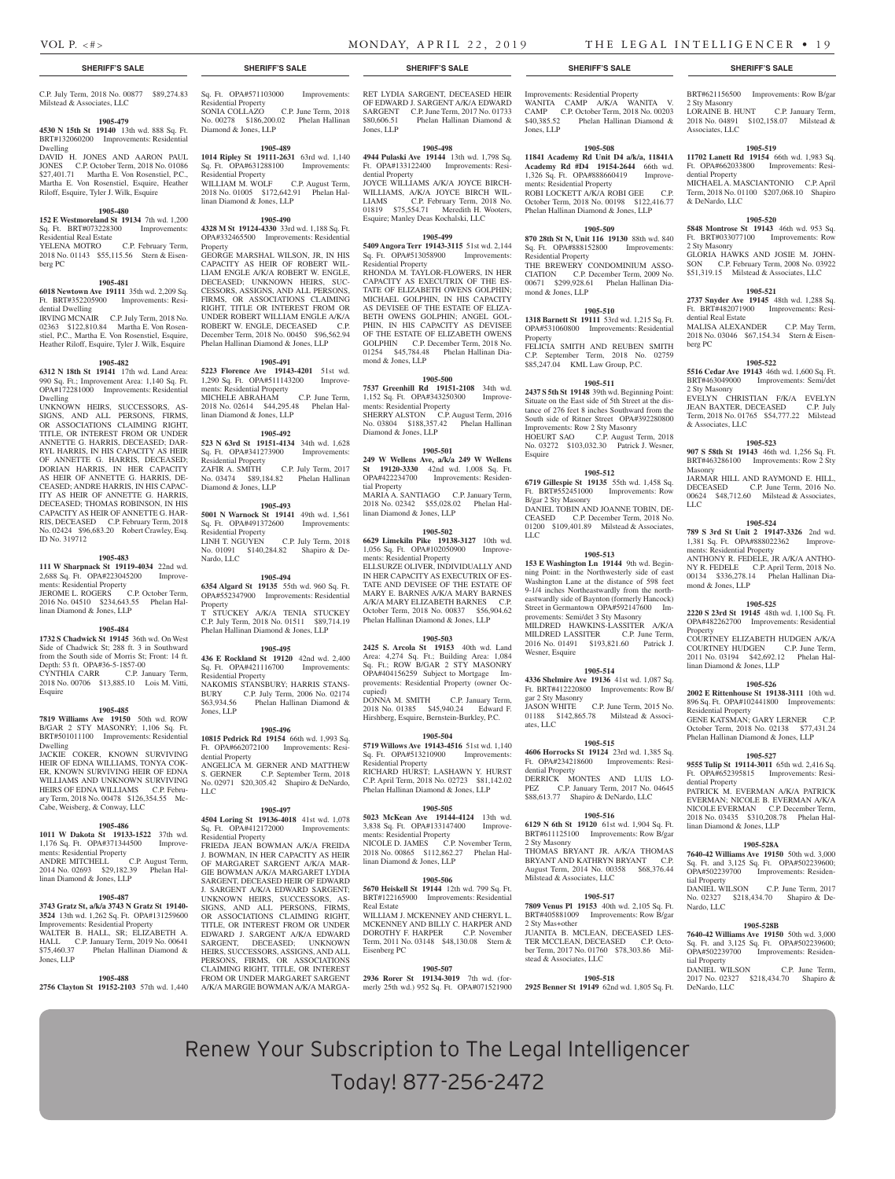## SHERIFF'S SALE

C.P. July Term, 2018 No. 00877 $89,274.83 Milstead & Associates, LLC

**1905-479**

**4530 N 15th St 19140** 13th wd. 888 Sq. Ft. BRT#132060200 Improvements: Residential Dwelling

DAVID H. JONES AND AARON PAUL JONES C.P. October Term, 2018 No. 01086 $27,401.71 Martha E. Von Rosenstiel, P.C., Martha E. Von Rosenstiel, Esquire, Heather Riloff, Esquire, Tyler J. Wilk, Esquire

**1905-480**

**152 E Westmoreland St 19134** 7th wd. 1,200 Sq. Ft. BRT#073228300 Improvements: Residential Real Estate

YELENA MOTRO C.P. February Term, 2018 No. 01143 $55,115.56 Stern & Eisenberg PC

**1905-481**

**6018 Newtown Ave 19111** 35th wd. 2,209 Sq. Ft. BRT#352205900 Improvements: Residential Dwelling

IRVING MCNAIR C.P. July Term, 2018 No. 02363 $122,810.84 Martha E. Von Rosenstiel, P.C., Martha E. Von Rosenstiel, Esquire, Heather Riloff, Esquire, Tyler J. Wilk, Esquire

**1905-482**

**6312 N 18th St 19141** 17th wd. Land Area: 990 Sq. Ft.; Improvement Area: 1,140 Sq. Ft. OPA#172281000 Improvements: Residential Dwelling

UNKNOWN HEIRS, SUCCESSORS, ASSIGNS, AND ALL PERSONS, FIRMS, OR ASSOCIATIONS CLAIMING RIGHT, TITLE, OR INTEREST FROM OR UNDER ANNETTE G. HARRIS, DECEASED; DARRYL HARRIS, IN HIS CAPACITY AS HEIR OF ANNETTE G. HARRIS, DECEASED; DORIAN HARRIS, IN HER CAPACITY AS HEIR OF ANNETTE G. HARRIS, DECEASED; ANDRE HARRIS, IN HIS CAPACITY AS HEIR OF ANNETTE G. HARRIS, DECEASED; THOMAS ROBINSON, IN HIS CAPACITY AS HEIR OF ANNETTE G. HARRIS, DECEASED C.P. February Term, 2018 No. 02424 $96,683.20 Robert Crawley, Esq. ID No. 319712

**1905-483**

**111 W Sharpnack St 19119-4034** 22nd wd. 2,688 Sq. Ft. OPA#223045200 Improvements: Residential Property

JEROME L. ROGERS C.P. October Term, 2016 No. 04510 $234,643.55 Phelan Hallinan Diamond & Jones, LLP

**1905-484**

**1732 S Chadwick St 19145** 36th wd. On West Side of Chadwick St; 288 ft. 3 in Southward from the South side of Morris St; Front: 14 ft. Depth: 53 ft. OPA#36-5-1857-00

CYNTHIA CARR C.P. January Term, 2018 No. 00706 $13,885.10 Lois M. Vitti, Esquire

**1905-485**

**7819 Williams Ave 19150** 50th wd. ROW B/GAR 2 STY MASONRY; 1,106 Sq. Ft. BRT#501011100 Improvements: Residential Dwelling

JACKIE COKER, KNOWN SURVIVING HEIR OF EDNA WILLIAMS, TONYA COKER, KNOWN SURVIVING HEIR OF EDNA WILLIAMS AND UNKNOWN SURVIVING HEIRS OF EDNA WILLIAMS C.P. February Term, 2018 No. 00478 $126,354.55 McCabe, Weisberg, & Conway, LLC

**1905-486**

**1011 W Dakota St 19133-1522** 37th wd. 1,176 Sq. Ft. OPA#371344500 Improvements: Residential Property

ANDRE MITCHELL C.P. August Term, 2014 No. 02693 $29,182.39 Phelan Hallinan Diamond & Jones, LLP

**1905-487**

**3743 Gratz St, a/k/a 3743 N Gratz St 19140-3524** 13th wd. 1,262 Sq. Ft. OPA#131259600 Improvements: Residential Property

WALTER B. HALL, SR; ELIZABETH A. HALL C.P. January Term, 2019 No. 00641 $75,460.37 Phelan Hallinan Diamond & Jones, LLP

**1905-488**

**2756 Clayton St 19152-2103** 57th wd. 1,440 Sq. Ft. OPA#571103000 Improvements: Residential Property

SONIA COLLAZO C.P. June Term, 2018 No. 00278 $186,200.02 Phelan Hallinan Diamond & Jones, LLP

**1905-489**

**1014 Ripley St 19111-2631** 63rd wd. 1,140 Sq. Ft. OPA#631288100 Improvements: Residential Property

WILLIAM M. WOLF C.P. August Term, 2018 No. 01005 $172,642.91 Phelan Hallinan Diamond & Jones, LLP

**1905-490**

**4328 M St 19124-4330** 33rd wd. 1,188 Sq. Ft. OPA#332465500 Improvements: Residential Property

GEORGE MARSHAL WILSON, JR, IN HIS CAPACITY AS HEIR OF ROBERT WILLIAM ENGLE A/K/A ROBERT W. ENGLE, DECEASED; UNKNOWN HEIRS, SUCCESSORS, ASSIGNS, AND ALL PERSONS, FIRMS, OR ASSOCIATIONS CLAIMING RIGHT, TITLE OR INTEREST FROM OR UNDER ROBERT WILLIAM ENGLE A/K/A ROBERT W. ENGLE, DECEASED C.P. December Term, 2018 No. 00450 $96,562.94 Phelan Hallinan Diamond & Jones, LLP

**1905-491**

**5223 Florence Ave 19143-4201** 51st wd. 1,290 Sq. Ft. OPA#511143200 Improvements: Residential Property

MICHELE ABRAHAM C.P. June Term, 2018 No. 02614 $44,295.48 Phelan Hallinan Diamond & Jones, LLP

**1905-492**

**523 N 63rd St 19151-4134** 34th wd. 1,628 Sq. Ft. OPA#341273900 Improvements: Residential Property

ZAFIR A. SMITH C.P. July Term, 2017 No. 03474 $89,184.82 Phelan Hallinan Diamond & Jones, LLP

**1905-493**

**5001 N Warnock St 19141** 49th wd. 1,561 Sq. Ft. OPA#491372600 Improvements: Residential Property

LINH T. NGUYEN C.P. July Term, 2018 No. 01091 $140,284.82 Shapiro & DeNardo, LLC

**1905-494**

**6354 Algard St 19135** 55th wd. 960 Sq. Ft. OPA#552347900 Improvements: Residential Property

T STUCKEY A/K/A TENIA STUCKEY C.P. July Term, 2018 No. 01511 $89,714.19 Phelan Hallinan Diamond & Jones, LLP

**1905-495**

**436 E Rockland St 19120** 42nd wd. 2,400 Sq. Ft. OPA#421116700 Improvements: Residential Property

NAKOMIS STANSBURY; HARRIS STANSBURY C.P. July Term, 2006 No. 02174 $63,934.56 Phelan Hallinan Diamond & Jones, LLP

**1905-496**

**10815 Pedrick Rd 19154** 66th wd. 1,993 Sq. Ft. OPA#662072100 Improvements: Residential Property

ANGELICA M. GERNER AND MATTHEW S. GERNER C.P. September Term, 2018 No. 02971 $20,305.42 Shapiro & DeNardo, LLC

**1905-497**

**4504 Loring St 19136-4018** 41st wd. 1,078 Sq. Ft. OPA#412172000 Improvements: Residential Property

FRIEDA JEAN BOWMAN A/K/A FREIDA J. BOWMAN, IN HER CAPACITY AS HEIR OF MARGARET SARGENT A/K/A MARGIE BOWMAN A/K/A MARGARET LYDIA SARGENT, DECEASED HEIR OF EDWARD J. SARGENT A/K/A EDWARD SARGENT; UNKNOWN HEIRS, SUCCESSORS, ASSIGNS, AND ALL PERSONS, FIRMS, OR ASSOCIATIONS CLAIMING RIGHT, TITLE, OR INTEREST FROM OR UNDER EDWARD J. SARGENT A/K/A EDWARD SARGENT, DECEASED; UNKNOWN HEIRS, SUCCESSORS, ASSIGNS, AND ALL PERSONS, FIRMS, OR ASSOCIATIONS CLAIMING RIGHT, TITLE, OR INTEREST FROM OR UNDER MARGARET SARGENT A/K/A MARGIE BOWMAN A/K/A MARGARET LYDIA SARGENT, DECEASED HEIR OF EDWARD J. SARGENT A/K/A EDWARD SARGENT C.P. June Term, 2017 No. 01733 $80,606.51 Phelan Hallinan Diamond & Jones, LLP

**1905-498**

**4944 Pulaski Ave 19144** 13th wd. 1,798 Sq. Ft. OPA#133122400 Improvements: Residential Property

JOYCE WILLIAMS A/K/A JOYCE BIRCH-WILLIAMS, A/K/A JOYCE BIRCH WILLIAMS C.P. February Term, 2018 No. 01819 $75,554.71 Meredith H. Wooters, Esquire; Manley Deas Kochalski, LLC

**1905-499**

**5409 Angora Terr 19143-3115** 51st wd. 2,144 Sq. Ft. OPA#513058900 Improvements: Residential Property

RHONDA M. TAYLOR-FLOWERS, IN HER CAPACITY AS EXECUTRIX OF THE ESTATE OF ELIZABETH OWENS GOLPHIN; MICHAEL GOLPHIN, IN HIS CAPACITY AS DEVISEE OF THE ESTATE OF ELIZABETH OWENS GOLPHIN; ANGEL GOLPHIN, IN HIS CAPACITY AS DEVISEE OF THE ESTATE OF ELIZABETH OWENS GOLPHIN C.P. December Term, 2018 No. 01254 $45,784.48 Phelan Hallinan Diamond & Jones, LLP

**1905-500**

**7537 Greenhill Rd 19151-2108** 34th wd. 1,152 Sq. Ft. OPA#343250300 Improvements: Residential Property

SHERRY ALSTON C.P. August Term, 2016 No. 03804 $188,357.42 Phelan Hallinan Diamond & Jones, LLP

**1905-501**

**249 W Wellens Ave, a/k/a 249 W Wellens St 19120-3330** 42nd wd. 1,008 Sq. Ft. OPA#422234700 Improvements: Residential Property

MARIA A. SANTIAGO C.P. January Term, 2018 No. 02342 $55,028.02 Phelan Hallinan Diamond & Jones, LLP

**1905-502**

**6629 Limekiln Pike 19138-3127** 10th wd. 1,056 Sq. Ft. OPA#102050900 Improvements: Residential Property

ELLSURZE OLIVER, INDIVIDUALLY AND IN HER CAPACITY AS EXECUTRIX OF ESTATE AND DEVISEE OF THE ESTATE OF MARY E. BARNES A/K/A MARY BARNES A/K/A MARY ELIZABETH BARNES C.P. October Term, 2018 No. 00837 $56,904.62 Phelan Hallinan Diamond & Jones, LLP

**1905-503**

**2425 S. Arcola St 19153** 40th wd. Land Area: 4,274 Sq. Ft.; Building Area: 1,084 Sq. Ft.; ROW B/GAR 2 STY MASONRY OPA#404156259 Subject to Mortgage Improvements: Residential Property (owner Occupied)

DONNA M. SMITH C.P. January Term, 2018 No. 01385 $45,940.24 Edward F. Hirshberg, Esquire, Bernstein-Burkley, P.C.

**1905-504**

**5719 Willows Ave 19143-4516** 51st wd. 1,140 Sq. Ft. OPA#513210900 Improvements: Residential Property

RICHARD HURST; LASHAWN Y. HURST C.P. April Term, 2018 No. 02723 $81,142.02 Phelan Hallinan Diamond & Jones, LLP

**1905-505**

**5023 McKean Ave 19144-4124** 13th wd. 3,838 Sq. Ft. OPA#133147400 Improvements: Residential Property

NICOLE D. JAMES C.P. November Term, 2018 No. 00865 $112,862.27 Phelan Hallinan Diamond & Jones, LLP

**1905-506**

**5670 Heiskell St 19144** 12th wd. 799 Sq. Ft. BRT#122165900 Improvements: Residential Real Estate

WILLIAM J. MCKENNEY AND CHERYL L. MCKENNEY AND BILLY C. HARPER AND DOROTHY F. HARPER C.P. November Term, 2011 No. 03148 $48,130.08 Stern & Eisenberg PC

**1905-507**

**2936 Rorer St 19134-3019** 7th wd. (formerly 25th wd.) 952 Sq. Ft. OPA#071521900 Improvements: Residential Property

WANITA CAMP A/K/A WANITA V. CAMP C.P. October Term, 2018 No. 00203 $40,385.52 Phelan Hallinan Diamond & Jones, LLP

**1905-508**

**11841 Academy Rd Unit D4 a/k/a, 11841A Academy Rd #D4 19154-2644** 66th wd. 1,326 Sq. Ft. OPA#888660419 Improvements: Residential Property

ROBI LOCKETT A/K/A ROBI GEE C.P. October Term, 2018 No. 00198 $122,416.77 Phelan Hallinan Diamond & Jones, LLP

**1905-509**

**870 28th St N, Unit 116 19130** 88th wd. 840 Sq. Ft. OPA#888152800 Improvements: Residential Property

THE BREWERY CONDOMINIUM ASSOCIATION C.P. December Term, 2009 No. 00671 $299,928.61 Phelan Hallinan Diamond & Jones, LLP

**1905-510**

**1318 Barnett St 19111** 53rd wd. 1,215 Sq. Ft. OPA#531060800 Improvements: Residential Property

FELICIA SMITH AND REUBEN SMITH C.P. September Term, 2018 No. 02759 $85,247.04 KML Law Group, P.C.

**1905-511**

**2437 S 5th St 19148** 39th wd. Beginning Point: Situate on the East side of 5th Street at the distance of 276 feet 8 inches Southward from the South side of Ritner Street OPA#392280800 Improvements: Row 2 Sty Masonry

HOEURT SAO C.P. August Term, 2018 No. 03272 $103,032.30 Patrick J. Wesner, Esquire

**1905-512**

**6719 Gillespie St 19135** 55th wd. 1,458 Sq. Ft. BRT#552451000 Improvements: Row B/gar 2 Sty Masonry

DANIEL TOBIN AND JOANNE TOBIN, DECEASED C.P. December Term, 2018 No. 01200 $109,401.89 Milstead & Associates, LLC

**1905-513**

**153 E Washington Ln 19144** 9th wd. Beginning Point: In the Northwesterly side of east Washington Lane at the distance of 598 feet 9-1/4 inches Northeastwardly from the northeastwardly side of Baynton (formerly Hancock) Street in Germantown OPA#592147600 Improvements: Semi/det 3 Sty Masonry

MILDRED HAWKINS-LASSITER A/K/A MILDRED LASSITER C.P. June Term, 2016 No. 01491 $193,821.60 Patrick J. Wesner, Esquire

**1905-514**

**4336 Shelmire Ave 19136** 41st wd. 1,087 Sq. Ft. BRT#412220800 Improvements: Row B/gar 2 Sty Masonry

JASON WHITE C.P. June Term, 2015 No. 01188 $142,865.78 Milstead & Associates, LLC

**1905-515**

**4606 Horrocks St 19124** 23rd wd. 1,385 Sq. Ft. OPA#234218600 Improvements: Residential Property

DERRICK MONTES AND LUIS LOPEZ C.P. January Term, 2017 No. 04645 $88,613.77 Shapiro & DeNardo, LLC

**1905-516**

**6129 N 6th St 19120** 61st wd. 1,904 Sq. Ft. BRT#611125100 Improvements: Row B/gar 2 Sty Masonry

THOMAS BRYANT JR. A/K/A THOMAS BRYANT AND KATHRYN BRYANT C.P. August Term, 2014 No. 00358 $68,376.44 Milstead & Associates, LLC

**1905-517**

**7809 Venus Pl 19153** 40th wd. 2,105 Sq. Ft. BRT#405881009 Improvements: Row B/gar 2 Sty Mas+other

JUANITA B. MCLEAN, DECEASED LESTER MCCLEAN, DECEASED C.P. October Term, 2017 No. 01760 $78,303.86 Milstead & Associates, LLC

**1905-518**

**2925 Benner St 19149** 62nd wd. 1,805 Sq. Ft. BRT#621156500 Improvements: Row B/gar 2 Sty Masonry

LORAINE B. HUNT C.P. January Term, 2018 No. 04891 $102,158.07 Milstead & Associates, LLC

**1905-519**

**11702 Lanett Rd 19154** 66th wd. 1,983 Sq. Ft. OPA#662033800 Improvements: Residential Property

MICHAEL A. MASCIANTONIO C.P. April Term, 2018 No. 01100 $207,068.10 Shapiro & DeNardo, LLC

**1905-520**

**5848 Montrose St 19143** 46th wd. 953 Sq. Ft. BRT#033077100 Improvements: Row 2 Sty Masonry

GLORIA HAWKS AND JOSIE M. JOHNSON C.P. February Term, 2008 No. 03922 $51,319.15 Milstead & Associates, LLC

**1905-521**

**2737 Snyder Ave 19145** 48th wd. 1,288 Sq. Ft. BRT#482071900 Improvements: Residential Real Estate

MALISA ALEXANDER C.P. May Term, 2018 No. 03046 $67,154.34 Stern & Eisenberg PC

**1905-522**

**5516 Cedar Ave 19143** 46th wd. 1,600 Sq. Ft. BRT#463049000 Improvements: Semi/det 2 Sty Masonry

EVELYN CHRISTIAN F/K/A EVELYN JEAN BAXTER, DECEASED C.P. July Term, 2018 No. 01765 $54,777.22 Milstead & Associates, LLC

**1905-523**

**907 S 58th St 19143** 46th wd. 1,256 Sq. Ft. BRT#463286100 Improvements: Row 2 Sty Masonry

JARMAR HILL AND RAYMOND E. HILL, DECEASED C.P. June Term, 2016 No. 00624 $48,712.60 Milstead & Associates, LLC

**1905-524**

**789 S 3rd St Unit 2 19147-3326** 2nd wd. 1,381 Sq. Ft. OPA#888022362 Improvements: Residential Property

ANTHONY R. FEDELE, JR A/K/A ANTHONY R. FEDELE C.P. April Term, 2018 No. 00134 $336,278.14 Phelan Hallinan Diamond & Jones, LLP

**1905-525**

**2220 S 23rd St 19145** 48th wd. 1,100 Sq. Ft. OPA#482262700 Improvements: Residential Property

COURTNEY ELIZABETH HUDGEN A/K/A COURTNEY HUDGEN C.P. June Term, 2011 No. 03194 $42,692.12 Phelan Hallinan Diamond & Jones, LLP

**1905-526**

**2002 E Rittenhouse St 19138-3111** 10th wd. 896 Sq. Ft. OPA#102441800 Improvements: Residential Property

GENE KATSMAN; GARY LERNER C.P. October Term, 2018 No. 02138 $77,431.24 Phelan Hallinan Diamond & Jones, LLP

**1905-527**

**9555 Tulip St 19114-3011** 65th wd. 2,416 Sq. Ft. OPA#652395815 Improvements: Residential Property

PATRICK M. EVERMAN A/K/A PATRICK EVERMAN; NICOLE B. EVERMAN A/K/A NICOLE EVERMAN C.P. December Term, 2018 No. 03435 $310,208.78 Phelan Hallinan Diamond & Jones, LLP

**1905-528A**

**7640-42 Williams Ave 19150** 50th wd. 3,000 Sq. Ft. and 3,125 Sq. Ft. OPA#502239600; OPA#502239700 Improvements: Residential Property

DANIEL WILSON C.P. June Term, 2017 No. 02327 $218,434.70 Shapiro & DeNardo, LLC

**1905-528B**

**7640-42 Williams Ave 19150** 50th wd. 3,000 Sq. Ft. and 3,125 Sq. Ft. OPA#502239600; OPA#502239700 Improvements: Residential Property

DANIEL WILSON C.P. June Term, 2017 No. 02327 $218,434.70 Shapiro & DeNardo, LLC

Renew Your Subscription to The Legal Intelligencer Today! 877-256-2472